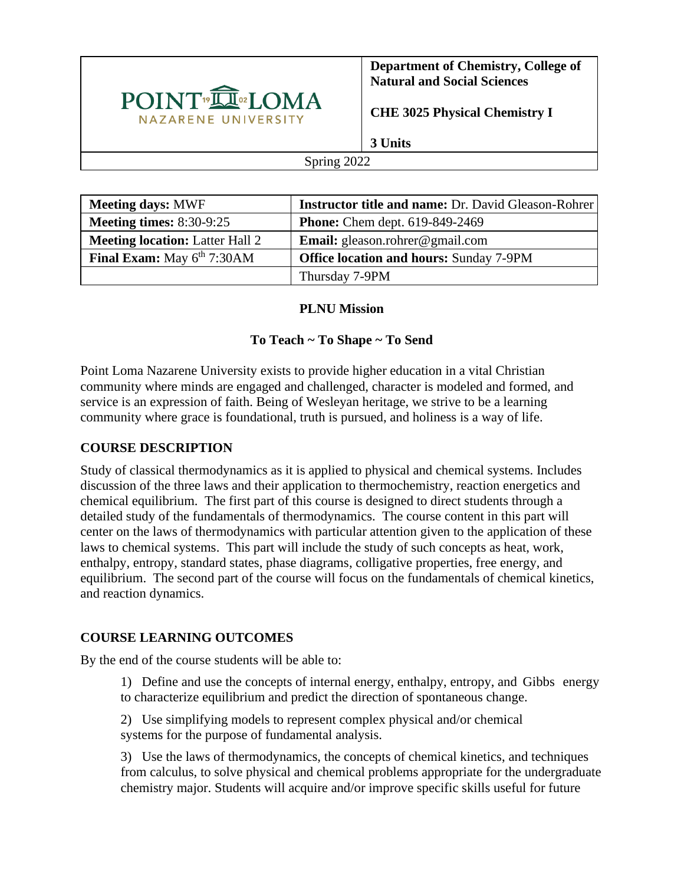| POINT LOMA NAZARENE UNIVERSITY | **Department of Chemistry, College of Natural and Social Sciences**<br><br>**CHE 3025 Physical Chemistry I**<br><br>**3 Units** |
|---|---|
| Spring 2022 | |

| **Meeting days:** MWF | **Instructor title and name:** Dr. David Gleason-Rohrer |
|---|---|
| **Meeting times:** 8:30-9:25 | **Phone:** Chem dept. 619-849-2469 |
| **Meeting location:** Latter Hall 2 | **Email:** gleason.rohrer@gmail.com |
| **Final Exam:** May 6th 7:30AM | **Office location and hours:** Sunday 7-9PM |
| | Thursday 7-9PM |

**PLNU Mission**

**To Teach ~ To Shape ~ To Send**

Point Loma Nazarene University exists to provide higher education in a vital Christian community where minds are engaged and challenged, character is modeled and formed, and service is an expression of faith. Being of Wesleyan heritage, we strive to be a learning community where grace is foundational, truth is pursued, and holiness is a way of life.

## COURSE DESCRIPTION

Study of classical thermodynamics as it is applied to physical and chemical systems. Includes discussion of the three laws and their application to thermochemistry, reaction energetics and chemical equilibrium. The first part of this course is designed to direct students through a detailed study of the fundamentals of thermodynamics. The course content in this part will center on the laws of thermodynamics with particular attention given to the application of these laws to chemical systems. This part will include the study of such concepts as heat, work, enthalpy, entropy, standard states, phase diagrams, colligative properties, free energy, and equilibrium. The second part of the course will focus on the fundamentals of chemical kinetics, and reaction dynamics.

## COURSE LEARNING OUTCOMES

By the end of the course students will be able to:

1) Define and use the concepts of internal energy, enthalpy, entropy, and Gibbs energy to characterize equilibrium and predict the direction of spontaneous change.

2) Use simplifying models to represent complex physical and/or chemical systems for the purpose of fundamental analysis.

3) Use the laws of thermodynamics, the concepts of chemical kinetics, and techniques from calculus, to solve physical and chemical problems appropriate for the undergraduate chemistry major. Students will acquire and/or improve specific skills useful for future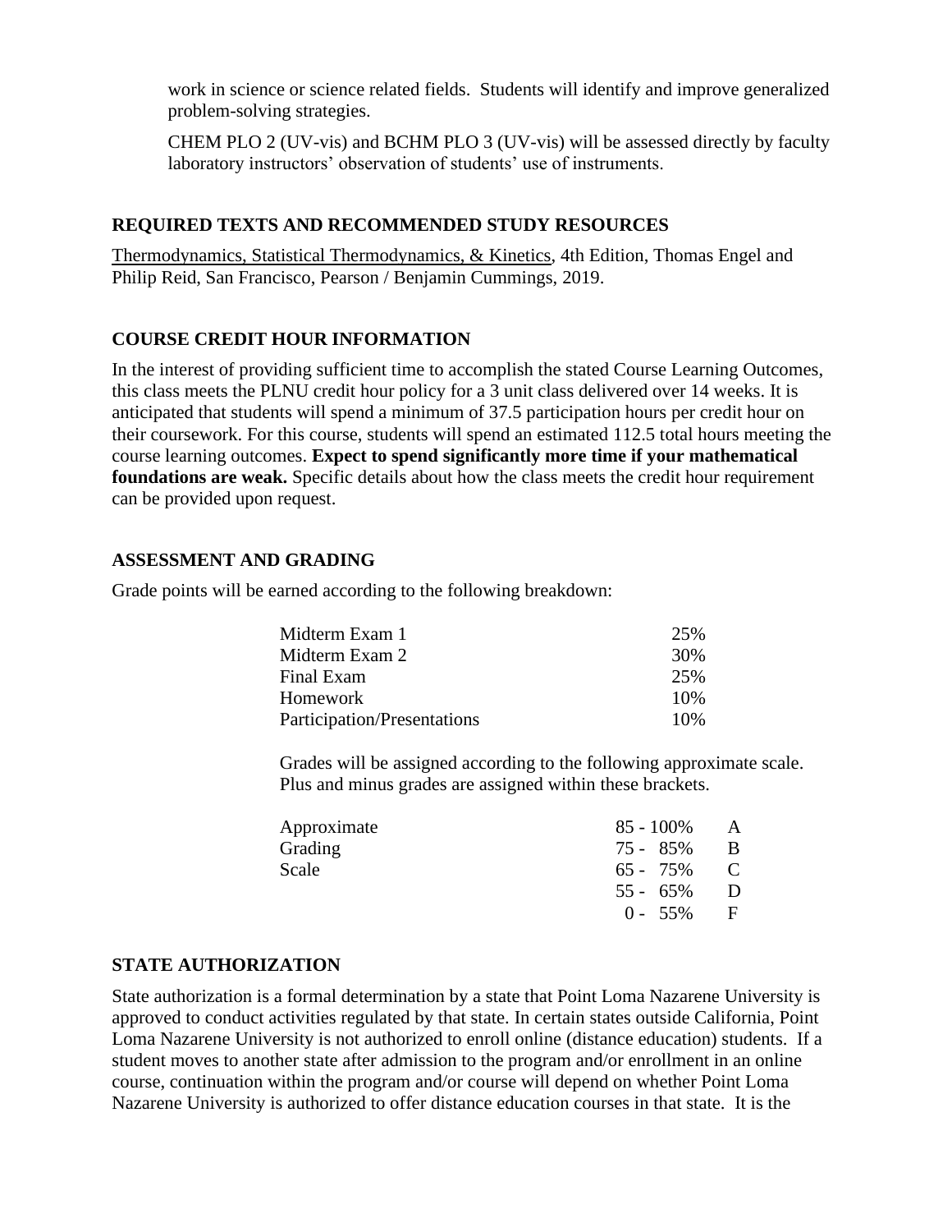work in science or science related fields. Students will identify and improve generalized problem-solving strategies.

CHEM PLO 2 (UV-vis) and BCHM PLO 3 (UV-vis) will be assessed directly by faculty laboratory instructors' observation of students' use of instruments.

## REQUIRED TEXTS AND RECOMMENDED STUDY RESOURCES

Thermodynamics, Statistical Thermodynamics, & Kinetics, 4th Edition, Thomas Engel and Philip Reid, San Francisco, Pearson / Benjamin Cummings, 2019.

## COURSE CREDIT HOUR INFORMATION

In the interest of providing sufficient time to accomplish the stated Course Learning Outcomes, this class meets the PLNU credit hour policy for a 3 unit class delivered over 14 weeks. It is anticipated that students will spend a minimum of 37.5 participation hours per credit hour on their coursework. For this course, students will spend an estimated 112.5 total hours meeting the course learning outcomes. **Expect to spend significantly more time if your mathematical foundations are weak.** Specific details about how the class meets the credit hour requirement can be provided upon request.

## ASSESSMENT AND GRADING

Grade points will be earned according to the following breakdown:

| Component | Weight |
|---|---|
| Midterm Exam 1 | 25% |
| Midterm Exam 2 | 30% |
| Final Exam | 25% |
| Homework | 10% |
| Participation/Presentations | 10% |

Grades will be assigned according to the following approximate scale. Plus and minus grades are assigned within these brackets.

| Approximate Grading Scale | Range | Grade |
|---|---|---|
| | 85 - 100% | A |
| | 75 - 85% | B |
| | 65 - 75% | C |
| | 55 - 65% | D |
| | 0 - 55% | F |

## STATE AUTHORIZATION

State authorization is a formal determination by a state that Point Loma Nazarene University is approved to conduct activities regulated by that state. In certain states outside California, Point Loma Nazarene University is not authorized to enroll online (distance education) students. If a student moves to another state after admission to the program and/or enrollment in an online course, continuation within the program and/or course will depend on whether Point Loma Nazarene University is authorized to offer distance education courses in that state. It is the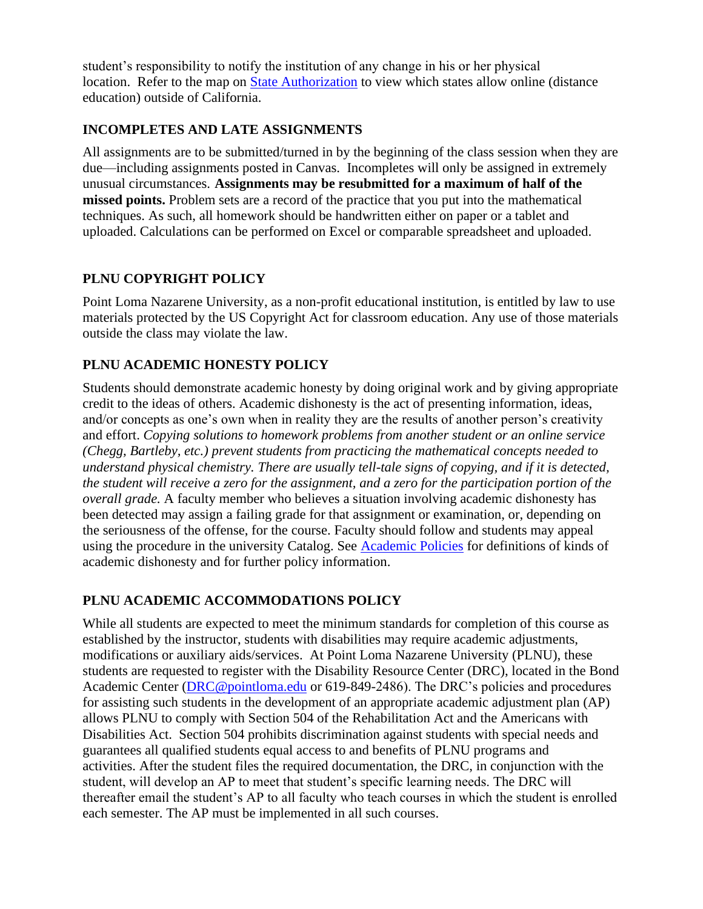student's responsibility to notify the institution of any change in his or her physical location. Refer to the map on [State Authorization](State Authorization) to view which states allow online (distance education) outside of California.

## INCOMPLETES AND LATE ASSIGNMENTS

All assignments are to be submitted/turned in by the beginning of the class session when they are due—including assignments posted in Canvas. Incompletes will only be assigned in extremely unusual circumstances. **Assignments may be resubmitted for a maximum of half of the missed points.** Problem sets are a record of the practice that you put into the mathematical techniques. As such, all homework should be handwritten either on paper or a tablet and uploaded. Calculations can be performed on Excel or comparable spreadsheet and uploaded.

## PLNU COPYRIGHT POLICY

Point Loma Nazarene University, as a non-profit educational institution, is entitled by law to use materials protected by the US Copyright Act for classroom education. Any use of those materials outside the class may violate the law.

## PLNU ACADEMIC HONESTY POLICY

Students should demonstrate academic honesty by doing original work and by giving appropriate credit to the ideas of others. Academic dishonesty is the act of presenting information, ideas, and/or concepts as one's own when in reality they are the results of another person's creativity and effort. *Copying solutions to homework problems from another student or an online service (Chegg, Bartleby, etc.) prevent students from practicing the mathematical concepts needed to understand physical chemistry. There are usually tell-tale signs of copying, and if it is detected, the student will receive a zero for the assignment, and a zero for the participation portion of the overall grade.* A faculty member who believes a situation involving academic dishonesty has been detected may assign a failing grade for that assignment or examination, or, depending on the seriousness of the offense, for the course. Faculty should follow and students may appeal using the procedure in the university Catalog. See [Academic Policies](Academic Policies) for definitions of kinds of academic dishonesty and for further policy information.

## PLNU ACADEMIC ACCOMMODATIONS POLICY

While all students are expected to meet the minimum standards for completion of this course as established by the instructor, students with disabilities may require academic adjustments, modifications or auxiliary aids/services. At Point Loma Nazarene University (PLNU), these students are requested to register with the Disability Resource Center (DRC), located in the Bond Academic Center (DRC@pointloma.edu or 619-849-2486). The DRC's policies and procedures for assisting such students in the development of an appropriate academic adjustment plan (AP) allows PLNU to comply with Section 504 of the Rehabilitation Act and the Americans with Disabilities Act. Section 504 prohibits discrimination against students with special needs and guarantees all qualified students equal access to and benefits of PLNU programs and activities. After the student files the required documentation, the DRC, in conjunction with the student, will develop an AP to meet that student's specific learning needs. The DRC will thereafter email the student's AP to all faculty who teach courses in which the student is enrolled each semester. The AP must be implemented in all such courses.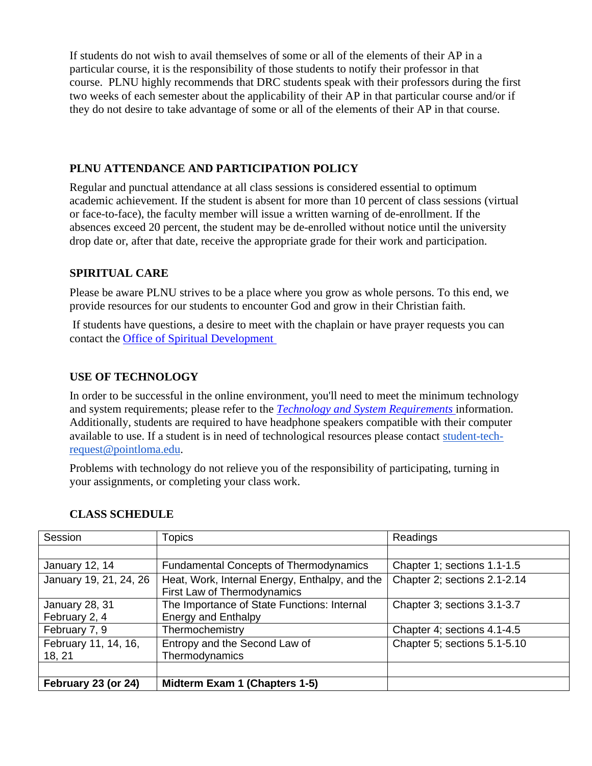If students do not wish to avail themselves of some or all of the elements of their AP in a particular course, it is the responsibility of those students to notify their professor in that course. PLNU highly recommends that DRC students speak with their professors during the first two weeks of each semester about the applicability of their AP in that particular course and/or if they do not desire to take advantage of some or all of the elements of their AP in that course.

## PLNU ATTENDANCE AND PARTICIPATION POLICY

Regular and punctual attendance at all class sessions is considered essential to optimum academic achievement. If the student is absent for more than 10 percent of class sessions (virtual or face-to-face), the faculty member will issue a written warning of de-enrollment. If the absences exceed 20 percent, the student may be de-enrolled without notice until the university drop date or, after that date, receive the appropriate grade for their work and participation.

## SPIRITUAL CARE

Please be aware PLNU strives to be a place where you grow as whole persons. To this end, we provide resources for our students to encounter God and grow in their Christian faith.

If students have questions, a desire to meet with the chaplain or have prayer requests you can contact the Office of Spiritual Development

## USE OF TECHNOLOGY

In order to be successful in the online environment, you'll need to meet the minimum technology and system requirements; please refer to the *Technology and System Requirements* information. Additionally, students are required to have headphone speakers compatible with their computer available to use. If a student is in need of technological resources please contact student-tech-request@pointloma.edu.

Problems with technology do not relieve you of the responsibility of participating, turning in your assignments, or completing your class work.

## CLASS SCHEDULE

| Session | Topics | Readings |
|---|---|---|
| | | |
| January 12, 14 | Fundamental Concepts of Thermodynamics | Chapter 1; sections 1.1-1.5 |
| January 19, 21, 24, 26 | Heat, Work, Internal Energy, Enthalpy, and the First Law of Thermodynamics | Chapter 2; sections 2.1-2.14 |
| January 28, 31 February 2, 4 | The Importance of State Functions: Internal Energy and Enthalpy | Chapter 3; sections 3.1-3.7 |
| February 7, 9 | Thermochemistry | Chapter 4; sections 4.1-4.5 |
| February 11, 14, 16, 18, 21 | Entropy and the Second Law of Thermodynamics | Chapter 5; sections 5.1-5.10 |
| | | |
| **February 23 (or 24)** | **Midterm Exam 1 (Chapters 1-5)** | |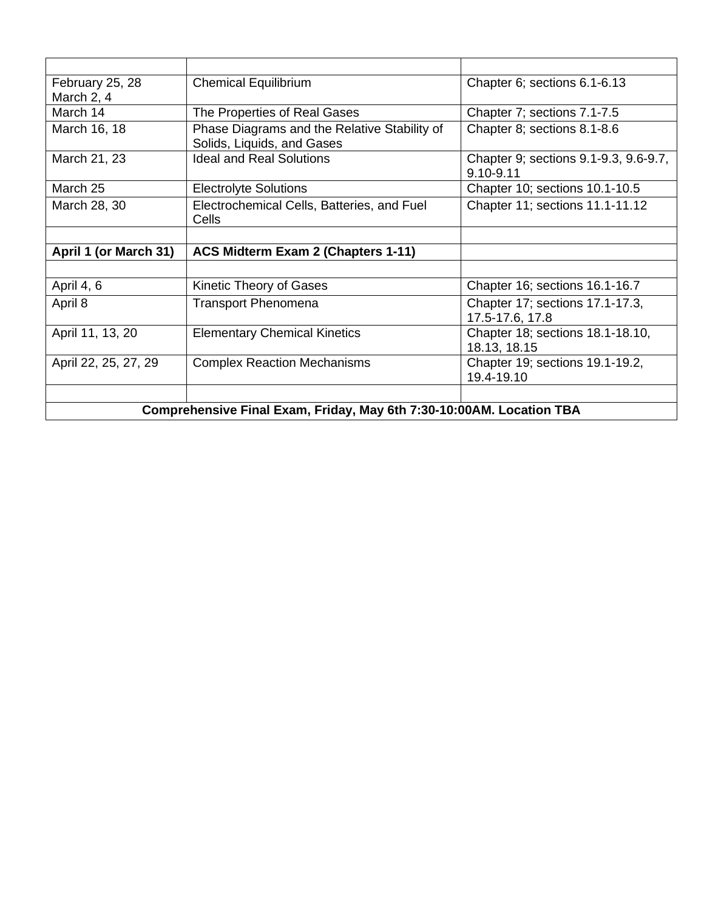| | | |
|---|---|---|
| | | |
| February 25, 28 March 2, 4 | Chemical Equilibrium | Chapter 6; sections 6.1-6.13 |
| March 14 | The Properties of Real Gases | Chapter 7; sections 7.1-7.5 |
| March 16, 18 | Phase Diagrams and the Relative Stability of Solids, Liquids, and Gases | Chapter 8; sections 8.1-8.6 |
| March 21, 23 | Ideal and Real Solutions | Chapter 9; sections 9.1-9.3, 9.6-9.7, 9.10-9.11 |
| March 25 | Electrolyte Solutions | Chapter 10; sections 10.1-10.5 |
| March 28, 30 | Electrochemical Cells, Batteries, and Fuel Cells | Chapter 11; sections 11.1-11.12 |
| | | |
| **April 1 (or March 31)** | **ACS Midterm Exam 2 (Chapters 1-11)** | |
| | | |
| April 4, 6 | Kinetic Theory of Gases | Chapter 16; sections 16.1-16.7 |
| April 8 | Transport Phenomena | Chapter 17; sections 17.1-17.3, 17.5-17.6, 17.8 |
| April 11, 13, 20 | Elementary Chemical Kinetics | Chapter 18; sections 18.1-18.10, 18.13, 18.15 |
| April 22, 25, 27, 29 | Complex Reaction Mechanisms | Chapter 19; sections 19.1-19.2, 19.4-19.10 |
| | | |
| **Comprehensive Final Exam, Friday, May 6th 7:30-10:00AM. Location TBA** | | |